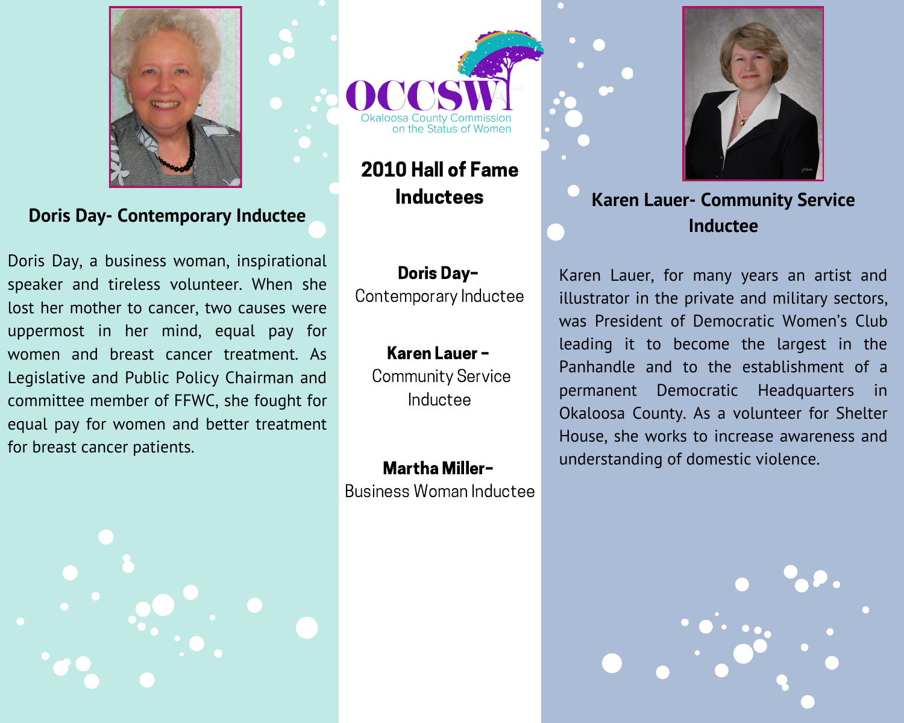OCCSW

Okaloosa County Commission on the Status of Women

# 2010 Hall of Fame Inductees

**Doris Day-** Contemporary Inductee

**Karen Lauer -** Community Service Inductee

**Martha Miller-** Business Woman Inductee

## Doris Day- Contemporary Inductee

Doris Day, a business woman, inspirational speaker and tireless volunteer. When she lost her mother to cancer, two causes were uppermost in her mind, equal pay for women and breast cancer treatment. As Legislative and Public Policy Chairman and committee member of FFWC, she fought for equal pay for women and better treatment for breast cancer patients.

## Karen Lauer- Community Service Inductee

Karen Lauer, for many years an artist and illustrator in the private and military sectors, was President of Democratic Women's Club leading it to become the largest in the Panhandle and to the establishment of a permanent Democratic Headquarters in Okaloosa County. As a volunteer for Shelter House, she works to increase awareness and understanding of domestic violence.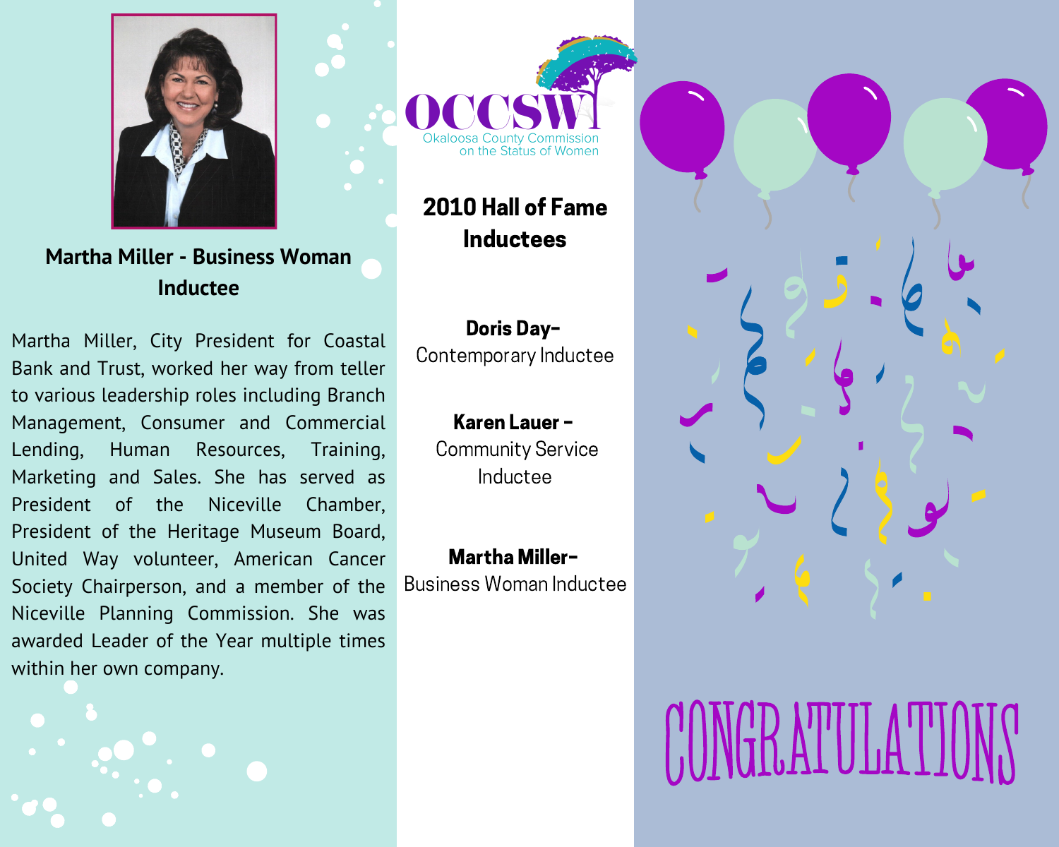## Martha Miller - Business Woman Inductee

Martha Miller, City President for Coastal Bank and Trust, worked her way from teller to various leadership roles including Branch Management, Consumer and Commercial Lending, Human Resources, Training, Marketing and Sales. She has served as President of the Niceville Chamber, President of the Heritage Museum Board, United Way volunteer, American Cancer Society Chairperson, and a member of the Niceville Planning Commission. She was awarded Leader of the Year multiple times within her own company.

OCCSW

Okaloosa County Commission on the Status of Women

## 2010 Hall of Fame Inductees

**Doris Day–**
Contemporary Inductee

**Karen Lauer –**
Community Service Inductee

**Martha Miller–**
Business Woman Inductee

CONGRATULATIONS